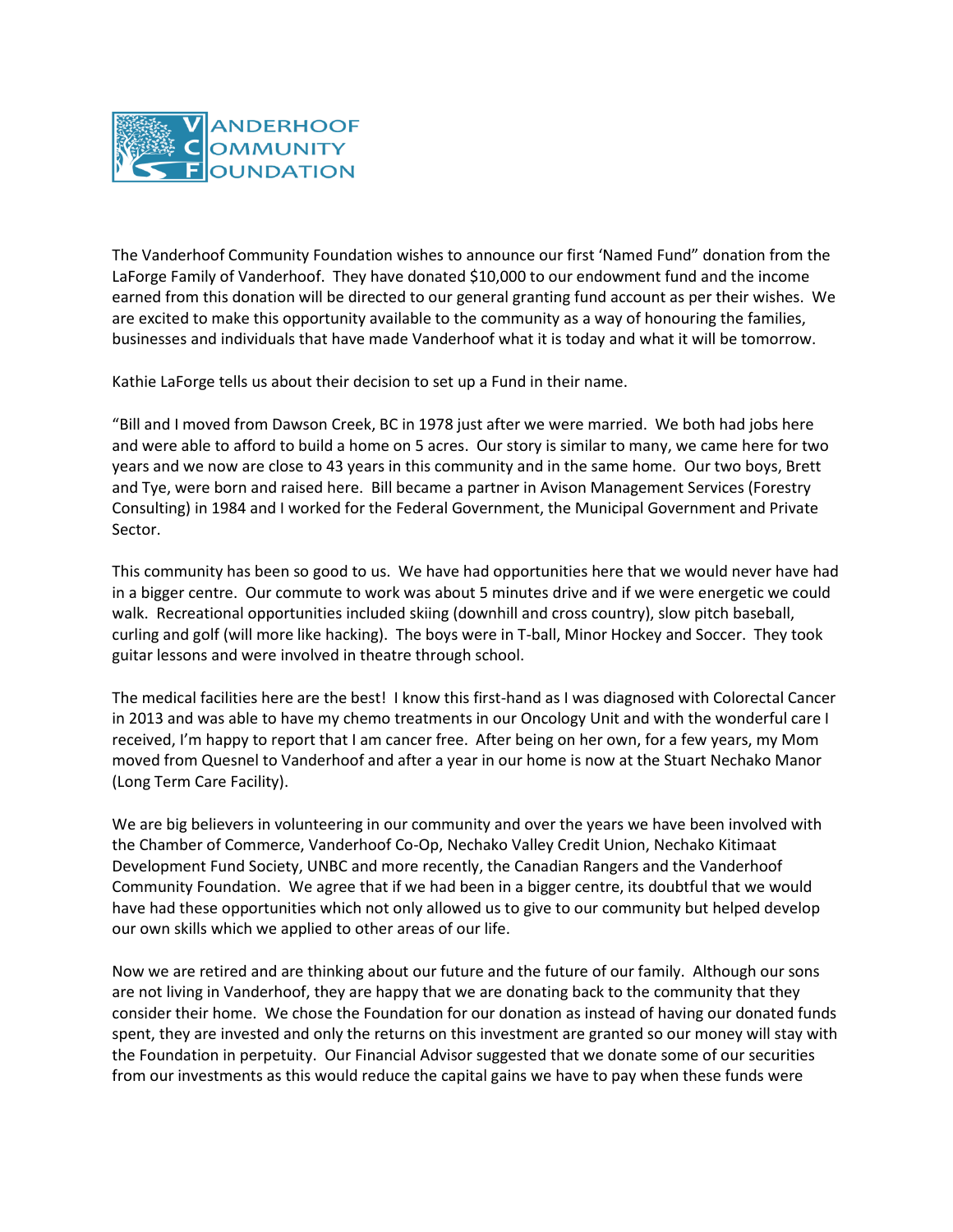VANDERHOOF COMMUNITY FOUNDATION

The Vanderhoof Community Foundation wishes to announce our first 'Named Fund" donation from the LaForge Family of Vanderhoof. They have donated $10,000 to our endowment fund and the income earned from this donation will be directed to our general granting fund account as per their wishes. We are excited to make this opportunity available to the community as a way of honouring the families, businesses and individuals that have made Vanderhoof what it is today and what it will be tomorrow.

Kathie LaForge tells us about their decision to set up a Fund in their name.

"Bill and I moved from Dawson Creek, BC in 1978 just after we were married. We both had jobs here and were able to afford to build a home on 5 acres. Our story is similar to many, we came here for two years and we now are close to 43 years in this community and in the same home. Our two boys, Brett and Tye, were born and raised here. Bill became a partner in Avison Management Services (Forestry Consulting) in 1984 and I worked for the Federal Government, the Municipal Government and Private Sector.

This community has been so good to us. We have had opportunities here that we would never have had in a bigger centre. Our commute to work was about 5 minutes drive and if we were energetic we could walk. Recreational opportunities included skiing (downhill and cross country), slow pitch baseball, curling and golf (will more like hacking). The boys were in T-ball, Minor Hockey and Soccer. They took guitar lessons and were involved in theatre through school.

The medical facilities here are the best! I know this first-hand as I was diagnosed with Colorectal Cancer in 2013 and was able to have my chemo treatments in our Oncology Unit and with the wonderful care I received, I'm happy to report that I am cancer free. After being on her own, for a few years, my Mom moved from Quesnel to Vanderhoof and after a year in our home is now at the Stuart Nechako Manor (Long Term Care Facility).

We are big believers in volunteering in our community and over the years we have been involved with the Chamber of Commerce, Vanderhoof Co-Op, Nechako Valley Credit Union, Nechako Kitimaat Development Fund Society, UNBC and more recently, the Canadian Rangers and the Vanderhoof Community Foundation. We agree that if we had been in a bigger centre, its doubtful that we would have had these opportunities which not only allowed us to give to our community but helped develop our own skills which we applied to other areas of our life.

Now we are retired and are thinking about our future and the future of our family. Although our sons are not living in Vanderhoof, they are happy that we are donating back to the community that they consider their home. We chose the Foundation for our donation as instead of having our donated funds spent, they are invested and only the returns on this investment are granted so our money will stay with the Foundation in perpetuity. Our Financial Advisor suggested that we donate some of our securities from our investments as this would reduce the capital gains we have to pay when these funds were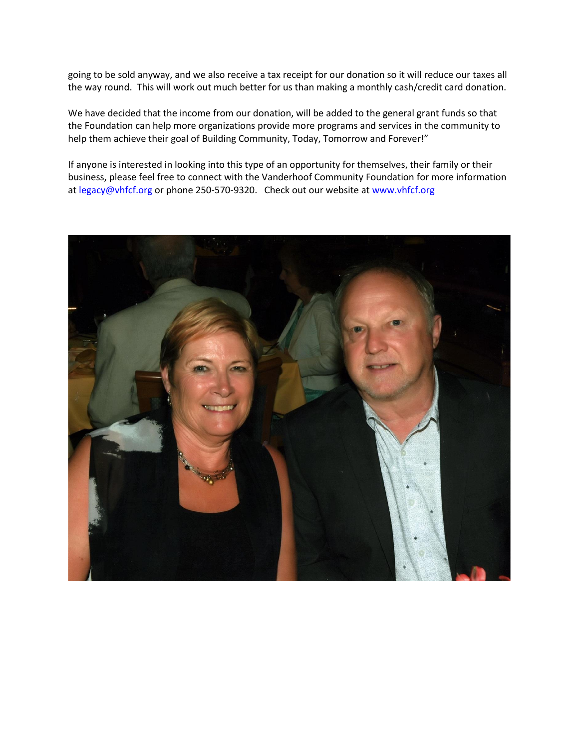going to be sold anyway, and we also receive a tax receipt for our donation so it will reduce our taxes all the way round. This will work out much better for us than making a monthly cash/credit card donation.

We have decided that the income from our donation, will be added to the general grant funds so that the Foundation can help more organizations provide more programs and services in the community to help them achieve their goal of Building Community, Today, Tomorrow and Forever!"

If anyone is interested in looking into this type of an opportunity for themselves, their family or their business, please feel free to connect with the Vanderhoof Community Foundation for more information at [legacy@vhfcf.org](mailto:legacy@vhfcf.org) or phone 250-570-9320. Check out our website at [www.vhfcf.org](http://www.vhfcf.org)